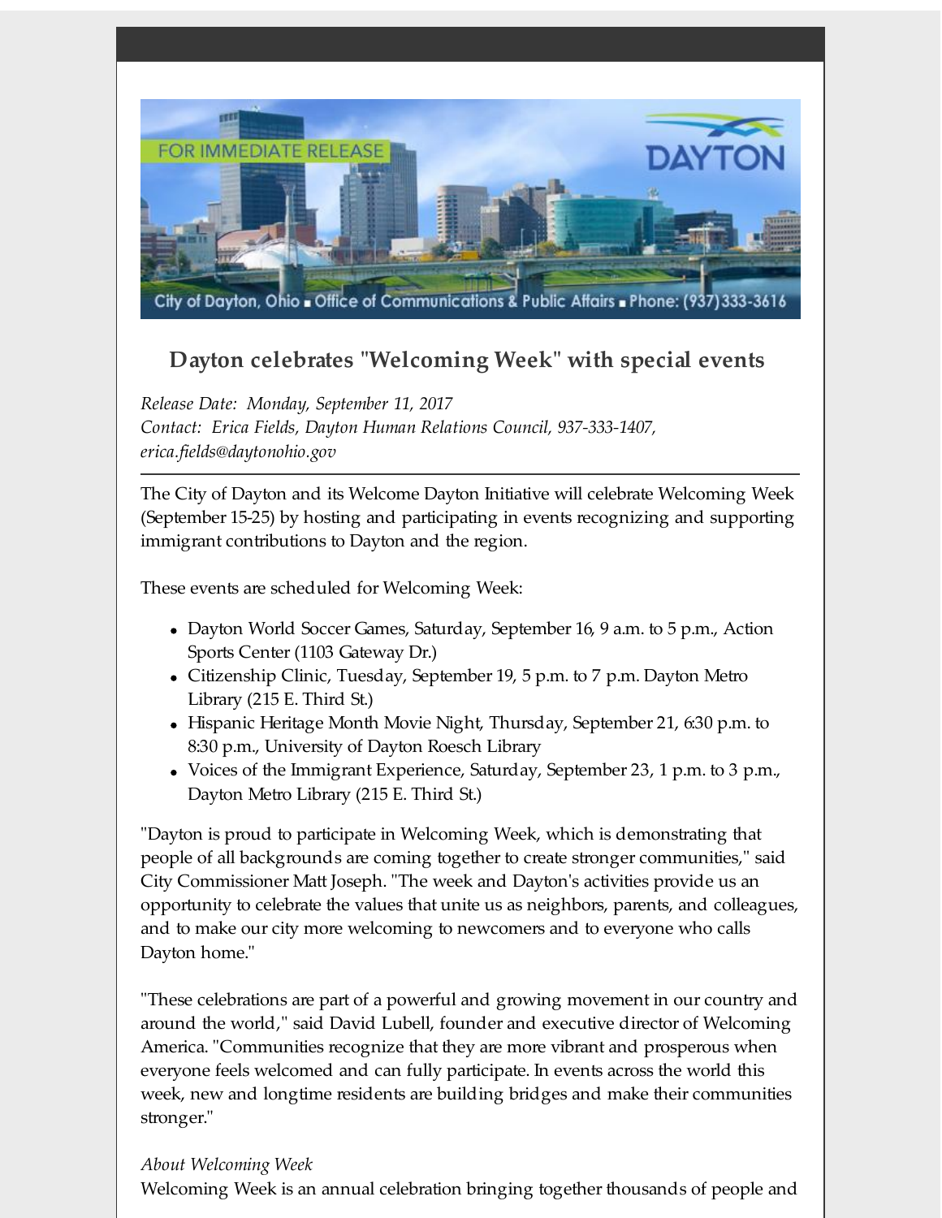FOR IMMEDIATE RELEASE

DAYTON

City of Dayton, Ohio ■ Office of Communications & Public Affairs ■ Phone: (937)333-3616

## Dayton celebrates "Welcoming Week" with special events

*Release Date: Monday, September 11, 2017*
*Contact: Erica Fields, Dayton Human Relations Council, 937-333-1407, erica.fields@daytonohio.gov*

---

The City of Dayton and its Welcome Dayton Initiative will celebrate Welcoming Week (September 15-25) by hosting and participating in events recognizing and supporting immigrant contributions to Dayton and the region.

These events are scheduled for Welcoming Week:

- Dayton World Soccer Games, Saturday, September 16, 9 a.m. to 5 p.m., Action Sports Center (1103 Gateway Dr.)
- Citizenship Clinic, Tuesday, September 19, 5 p.m. to 7 p.m. Dayton Metro Library (215 E. Third St.)
- Hispanic Heritage Month Movie Night, Thursday, September 21, 6:30 p.m. to 8:30 p.m., University of Dayton Roesch Library
- Voices of the Immigrant Experience, Saturday, September 23, 1 p.m. to 3 p.m., Dayton Metro Library (215 E. Third St.)

"Dayton is proud to participate in Welcoming Week, which is demonstrating that people of all backgrounds are coming together to create stronger communities," said City Commissioner Matt Joseph. "The week and Dayton's activities provide us an opportunity to celebrate the values that unite us as neighbors, parents, and colleagues, and to make our city more welcoming to newcomers and to everyone who calls Dayton home."

"These celebrations are part of a powerful and growing movement in our country and around the world," said David Lubell, founder and executive director of Welcoming America. "Communities recognize that they are more vibrant and prosperous when everyone feels welcomed and can fully participate. In events across the world this week, new and longtime residents are building bridges and make their communities stronger."

*About Welcoming Week*
Welcoming Week is an annual celebration bringing together thousands of people and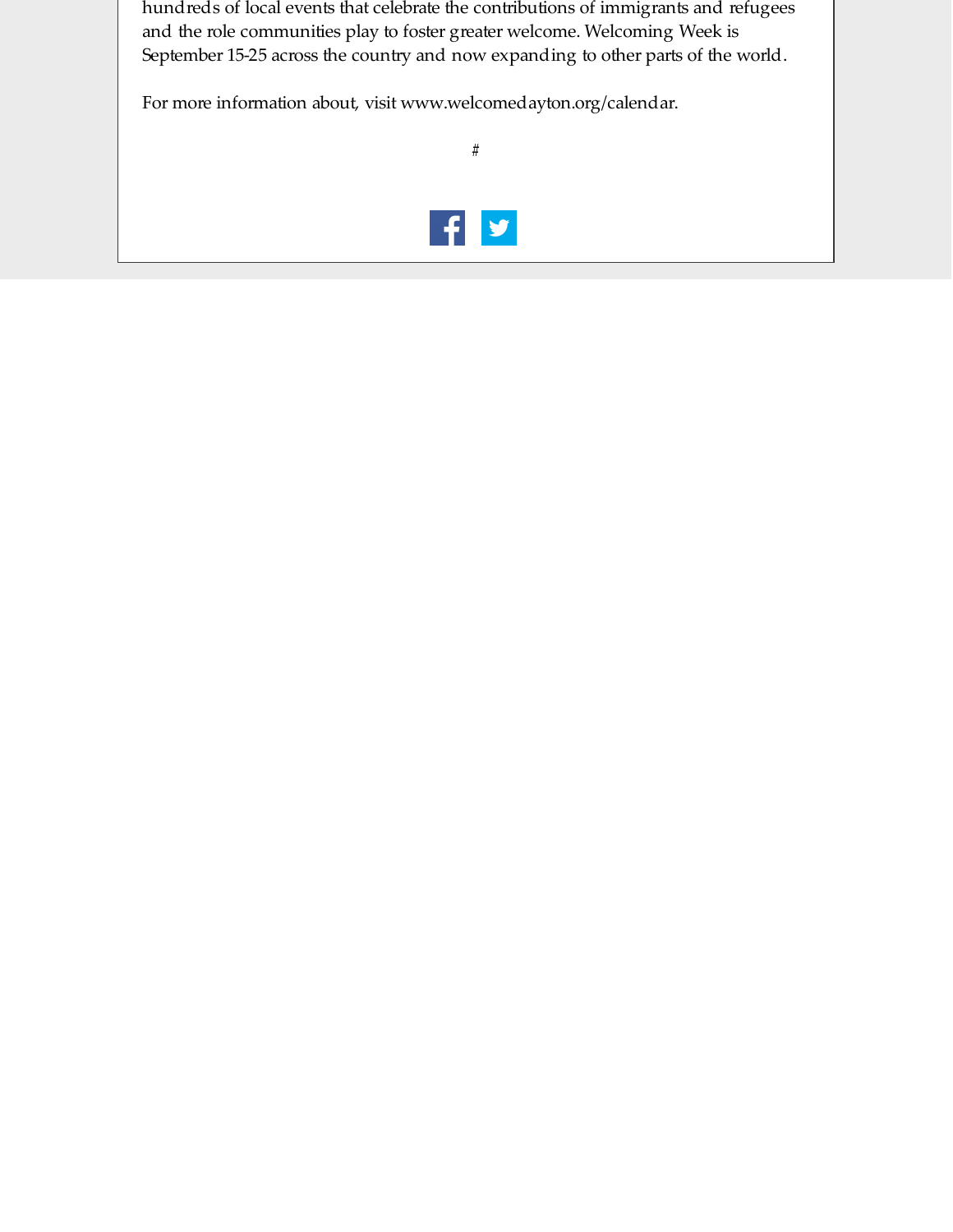hundreds of local events that celebrate the contributions of immigrants and refugees and the role communities play to foster greater welcome. Welcoming Week is September 15-25 across the country and now expanding to other parts of the world.

For more information about, visit www.welcomedayton.org/calendar.

#